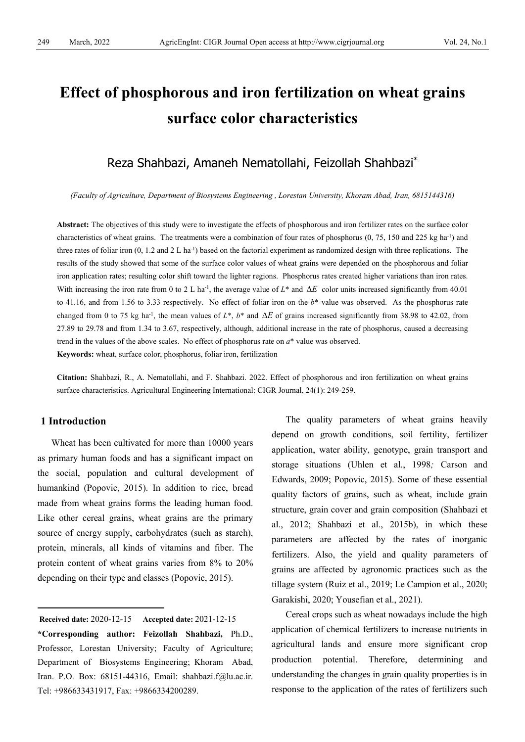# Effect of phosphorous and iron fertilization on wheat grains surface color characteristics

Reza Shahbazi, Amaneh Nematollahi, Feizollah Shahbazi*

*(Faculty of Agriculture, Department of Biosystems Engineering , Lorestan University, Khoram Abad, Iran, 6815144316)*

**Abstract:** The objectives of this study were to investigate the effects of phosphorous and iron fertilizer rates on the surface color characteristics of wheat grains. The treatments were a combination of four rates of phosphorus (0, 75, 150 and 225 kg $ha^{-1}$) and three rates of foliar iron (0, 1.2 and 2 L $ha^{-1}$) based on the factorial experiment as randomized design with three replications. The results of the study showed that some of the surface color values of wheat grains were depended on the phosphorous and foliar iron application rates; resulting color shift toward the lighter regions. Phosphorus rates created higher variations than iron rates. With increasing the iron rate from 0 to 2 L $ha^{-1}$, the average value of $L^*$ and $\Delta E$ color units increased significantly from 40.01 to 41.16, and from 1.56 to 3.33 respectively. No effect of foliar iron on the $b^*$ value was observed. As the phosphorus rate changed from 0 to 75 kg $ha^{-1}$, the mean values of $L^*$, $b^*$ and $\Delta E$ of grains increased significantly from 38.98 to 42.02, from 27.89 to 29.78 and from 1.34 to 3.67, respectively, although, additional increase in the rate of phosphorus, caused a decreasing trend in the values of the above scales. No effect of phosphorus rate on $a^*$ value was observed.

**Keywords:** wheat, surface color, phosphorus, foliar iron, fertilization

**Citation:** Shahbazi, R., A. Nematollahi, and F. Shahbazi. 2022. Effect of phosphorous and iron fertilization on wheat grains surface characteristics. Agricultural Engineering International: CIGR Journal, 24(1): 249-259.

## 1 Introduction

Wheat has been cultivated for more than 10000 years as primary human foods and has a significant impact on the social, population and cultural development of humankind (Popovic, 2015). In addition to rice, bread made from wheat grains forms the leading human food. Like other cereal grains, wheat grains are the primary source of energy supply, carbohydrates (such as starch), protein, minerals, all kinds of vitamins and fiber. The protein content of wheat grains varies from 8% to 20% depending on their type and classes (Popovic, 2015).

The quality parameters of wheat grains heavily depend on growth conditions, soil fertility, fertilizer application, water ability, genotype, grain transport and storage situations (Uhlen et al., 1998; Carson and Edwards, 2009; Popovic, 2015). Some of these essential quality factors of grains, such as wheat, include grain structure, grain cover and grain composition (Shahbazi et al., 2012; Shahbazi et al., 2015b), in which these parameters are affected by the rates of inorganic fertilizers. Also, the yield and quality parameters of grains are affected by agronomic practices such as the tillage system (Ruiz et al., 2019; Le Campion et al., 2020; Garakishi, 2020; Yousefian et al., 2021).

Cereal crops such as wheat nowadays include the high application of chemical fertilizers to increase nutrients in agricultural lands and ensure more significant crop production potential. Therefore, determining and understanding the changes in grain quality properties is in response to the application of the rates of fertilizers such

---

**Received date:** 2020-12-15 **Accepted date:** 2021-12-15

**\*Corresponding author: Feizollah Shahbazi,** Ph.D., Professor, Lorestan University; Faculty of Agriculture; Department of Biosystems Engineering; Khoram Abad, Iran. P.O. Box: 68151-44316, Email: shahbazi.f@lu.ac.ir. Tel: +986633431917, Fax: +9866334200289.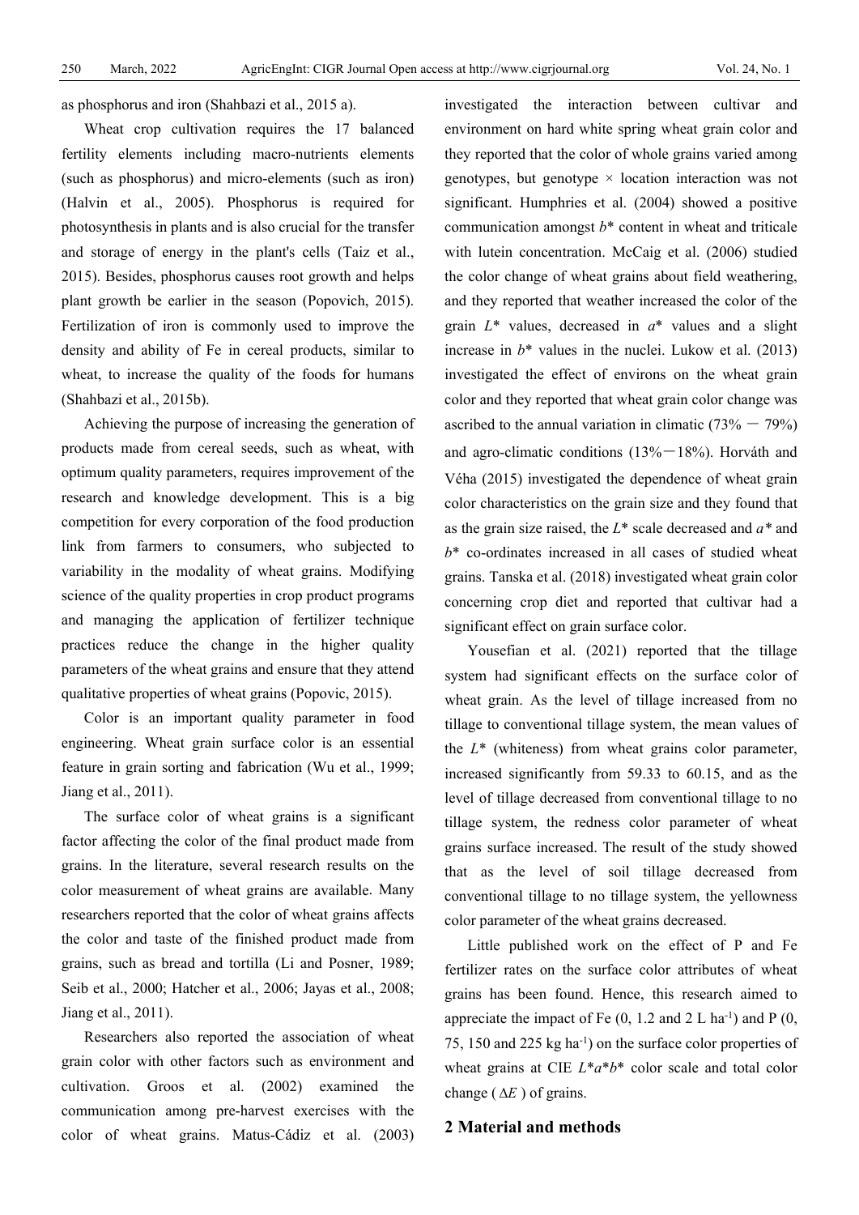as phosphorus and iron (Shahbazi et al., 2015 a).

Wheat crop cultivation requires the 17 balanced fertility elements including macro-nutrients elements (such as phosphorus) and micro-elements (such as iron) (Halvin et al., 2005). Phosphorus is required for photosynthesis in plants and is also crucial for the transfer and storage of energy in the plant's cells (Taiz et al., 2015). Besides, phosphorus causes root growth and helps plant growth be earlier in the season (Popovich, 2015). Fertilization of iron is commonly used to improve the density and ability of Fe in cereal products, similar to wheat, to increase the quality of the foods for humans (Shahbazi et al., 2015b).

Achieving the purpose of increasing the generation of products made from cereal seeds, such as wheat, with optimum quality parameters, requires improvement of the research and knowledge development. This is a big competition for every corporation of the food production link from farmers to consumers, who subjected to variability in the modality of wheat grains. Modifying science of the quality properties in crop product programs and managing the application of fertilizer technique practices reduce the change in the higher quality parameters of the wheat grains and ensure that they attend qualitative properties of wheat grains (Popovic, 2015).

Color is an important quality parameter in food engineering. Wheat grain surface color is an essential feature in grain sorting and fabrication (Wu et al., 1999; Jiang et al., 2011).

The surface color of wheat grains is a significant factor affecting the color of the final product made from grains. In the literature, several research results on the color measurement of wheat grains are available. Many researchers reported that the color of wheat grains affects the color and taste of the finished product made from grains, such as bread and tortilla (Li and Posner, 1989; Seib et al., 2000; Hatcher et al., 2006; Jayas et al., 2008; Jiang et al., 2011).

Researchers also reported the association of wheat grain color with other factors such as environment and cultivation. Groos et al. (2002) examined the communication among pre-harvest exercises with the color of wheat grains. Matus-Cádiz et al. (2003) investigated the interaction between cultivar and environment on hard white spring wheat grain color and they reported that the color of whole grains varied among genotypes, but genotype × location interaction was not significant. Humphries et al. (2004) showed a positive communication amongst $b^*$ content in wheat and triticale with lutein concentration. McCaig et al. (2006) studied the color change of wheat grains about field weathering, and they reported that weather increased the color of the grain $L^*$ values, decreased in $a^*$ values and a slight increase in $b^*$ values in the nuclei. Lukow et al. (2013) investigated the effect of environs on the wheat grain color and they reported that wheat grain color change was ascribed to the annual variation in climatic (73% － 79%) and agro-climatic conditions (13%－18%). Horváth and Véha (2015) investigated the dependence of wheat grain color characteristics on the grain size and they found that as the grain size raised, the $L^*$ scale decreased and $a^*$ and $b^*$ co-ordinates increased in all cases of studied wheat grains. Tanska et al. (2018) investigated wheat grain color concerning crop diet and reported that cultivar had a significant effect on grain surface color.

Yousefian et al. (2021) reported that the tillage system had significant effects on the surface color of wheat grain. As the level of tillage increased from no tillage to conventional tillage system, the mean values of the $L^*$ (whiteness) from wheat grains color parameter, increased significantly from 59.33 to 60.15, and as the level of tillage decreased from conventional tillage to no tillage system, the redness color parameter of wheat grains surface increased. The result of the study showed that as the level of soil tillage decreased from conventional tillage to no tillage system, the yellowness color parameter of the wheat grains decreased.

Little published work on the effect of P and Fe fertilizer rates on the surface color attributes of wheat grains has been found. Hence, this research aimed to appreciate the impact of Fe (0, 1.2 and 2 L ha$^{-1}$) and P (0, 75, 150 and 225 kg ha$^{-1}$) on the surface color properties of wheat grains at CIE $L^*a^*b^*$ color scale and total color change ( $\Delta E$ ) of grains.

## 2 Material and methods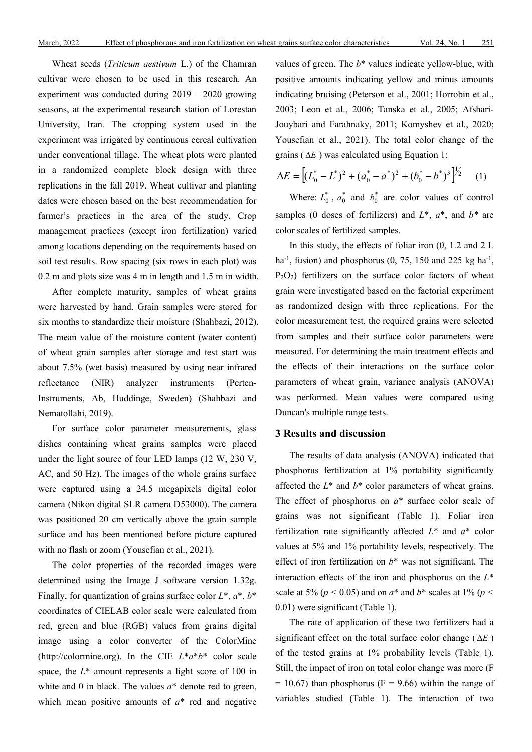Wheat seeds (*Triticum aestivum* L.) of the Chamran cultivar were chosen to be used in this research. An experiment was conducted during 2019 – 2020 growing seasons, at the experimental research station of Lorestan University, Iran. The cropping system used in the experiment was irrigated by continuous cereal cultivation under conventional tillage. The wheat plots were planted in a randomized complete block design with three replications in the fall 2019. Wheat cultivar and planting dates were chosen based on the best recommendation for farmer's practices in the area of the study. Crop management practices (except iron fertilization) varied among locations depending on the requirements based on soil test results. Row spacing (six rows in each plot) was 0.2 m and plots size was 4 m in length and 1.5 m in width.

After complete maturity, samples of wheat grains were harvested by hand. Grain samples were stored for six months to standardize their moisture (Shahbazi, 2012). The mean value of the moisture content (water content) of wheat grain samples after storage and test start was about 7.5% (wet basis) measured by using near infrared reflectance (NIR) analyzer instruments (Perten-Instruments, Ab, Huddinge, Sweden) (Shahbazi and Nematollahi, 2019).

For surface color parameter measurements, glass dishes containing wheat grains samples were placed under the light source of four LED lamps (12 W, 230 V, AC, and 50 Hz). The images of the whole grains surface were captured using a 24.5 megapixels digital color camera (Nikon digital SLR camera D53000). The camera was positioned 20 cm vertically above the grain sample surface and has been mentioned before picture captured with no flash or zoom (Yousefian et al., 2021).

The color properties of the recorded images were determined using the Image J software version 1.32g. Finally, for quantization of grains surface color $L^*$, $a^*$, $b^*$ coordinates of CIELAB color scale were calculated from red, green and blue (RGB) values from grains digital image using a color converter of the ColorMine (http://colormine.org). In the CIE $L^*a^*b^*$ color scale space, the $L^*$ amount represents a light score of 100 in white and 0 in black. The values $a^*$ denote red to green, which mean positive amounts of $a^*$ red and negative values of green. The $b^*$ values indicate yellow-blue, with positive amounts indicating yellow and minus amounts indicating bruising (Peterson et al., 2001; Horrobin et al., 2003; Leon et al., 2006; Tanska et al., 2005; Afshari-Jouybari and Farahnaky, 2011; Komyshev et al., 2020; Yousefian et al., 2021). The total color change of the grains ($\Delta E$) was calculated using Equation 1:

$$\Delta E = \left[(L_0^* - L^*)^2 + (a_0^* - a^*)^2 + (b_0^* - b^*)^3\right]^{1/2} \quad (1)$$

Where: $L_0^*$, $a_0^*$ and $b_0^*$ are color values of control samples (0 doses of fertilizers) and $L^*$, $a^*$, and $b^*$ are color scales of fertilized samples.

In this study, the effects of foliar iron (0, 1.2 and 2 L ha$^{-1}$, fusion) and phosphorus (0, 75, 150 and 225 kg ha$^{-1}$, $P_2O_2$) fertilizers on the surface color factors of wheat grain were investigated based on the factorial experiment as randomized design with three replications. For the color measurement test, the required grains were selected from samples and their surface color parameters were measured. For determining the main treatment effects and the effects of their interactions on the surface color parameters of wheat grain, variance analysis (ANOVA) was performed. Mean values were compared using Duncan's multiple range tests.

## 3 Results and discussion

The results of data analysis (ANOVA) indicated that phosphorus fertilization at 1% portability significantly affected the $L^*$ and $b^*$ color parameters of wheat grains. The effect of phosphorus on $a^*$ surface color scale of grains was not significant (Table 1). Foliar iron fertilization rate significantly affected $L^*$ and $a^*$ color values at 5% and 1% portability levels, respectively. The effect of iron fertilization on $b^*$ was not significant. The interaction effects of the iron and phosphorus on the $L^*$ scale at 5% ($p < 0.05$) and on $a^*$ and $b^*$ scales at 1% ($p < 0.01$) were significant (Table 1).

The rate of application of these two fertilizers had a significant effect on the total surface color change ($\Delta E$) of the tested grains at 1% probability levels (Table 1). Still, the impact of iron on total color change was more ($F = 10.67$) than phosphorus ($F = 9.66$) within the range of variables studied (Table 1). The interaction of two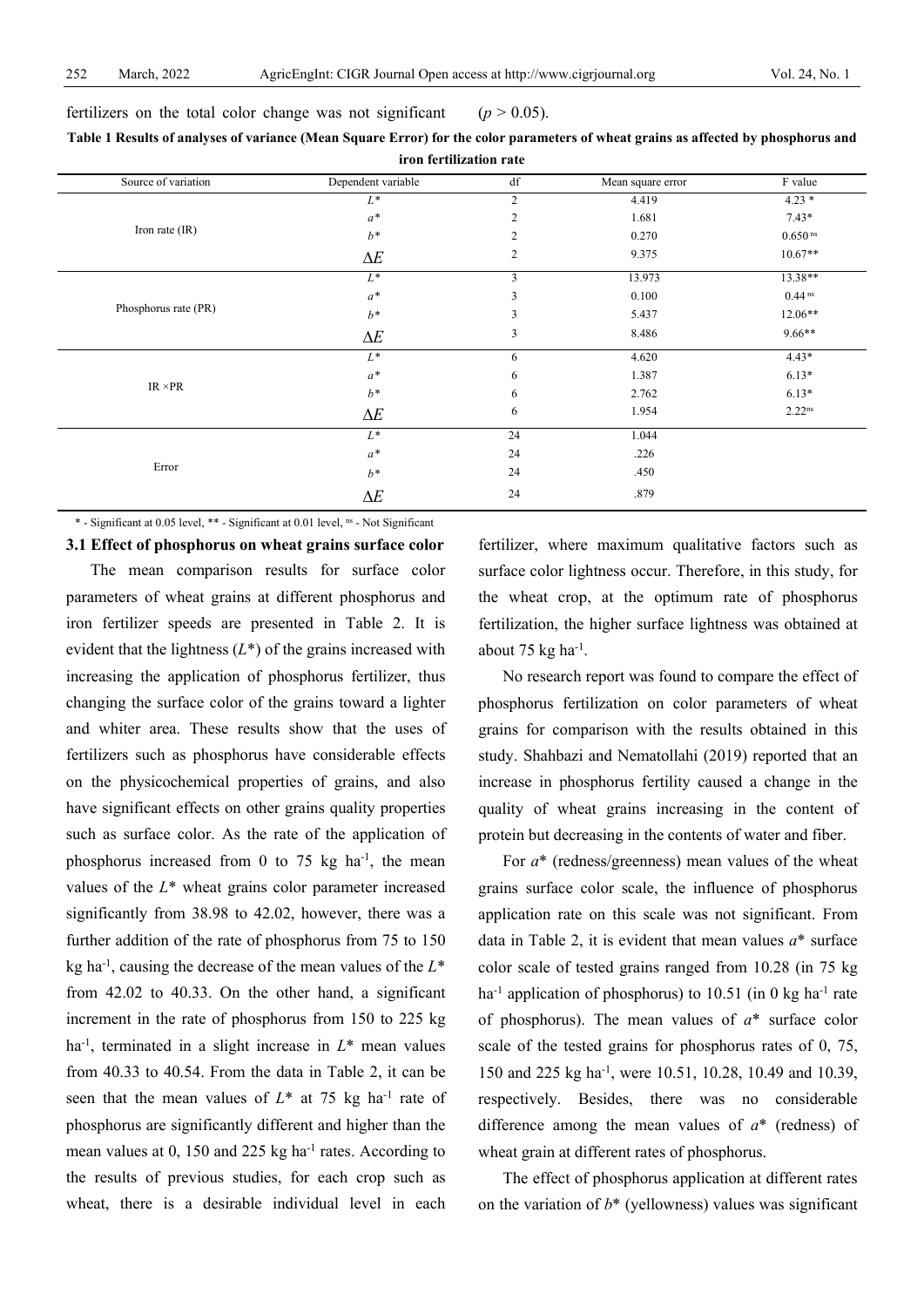fertilizers on the total color change was not significant ($p > 0.05$).

**Table 1 Results of analyses of variance (Mean Square Error) for the color parameters of wheat grains as affected by phosphorus and iron fertilization rate**

| Source of variation | Dependent variable | df | Mean square error | F value |
|---|---|---|---|---|
| Iron rate (IR) | $L^*$ | 2 | 4.419 | 4.23 * |
| | $a^*$ | 2 | 1.681 | 7.43* |
| | $b^*$ | 2 | 0.270 | 0.650 $^{ns}$ |
| | $\Delta E$ | 2 | 9.375 | 10.67** |
| Phosphorus rate (PR) | $L^*$ | 3 | 13.973 | 13.38** |
| | $a^*$ | 3 | 0.100 | 0.44 $^{ns}$ |
| | $b^*$ | 3 | 5.437 | 12.06** |
| | $\Delta E$ | 3 | 8.486 | 9.66** |
| IR ×PR | $L^*$ | 6 | 4.620 | 4.43* |
| | $a^*$ | 6 | 1.387 | 6.13* |
| | $b^*$ | 6 | 2.762 | 6.13* |
| | $\Delta E$ | 6 | 1.954 | 2.22$^{ns}$ |
| Error | $L^*$ | 24 | 1.044 | |
| | $a^*$ | 24 | .226 | |
| | $b^*$ | 24 | .450 | |
| | $\Delta E$ | 24 | .879 | |

\* - Significant at 0.05 level, ** - Significant at 0.01 level, $^{ns}$ - Not Significant

### 3.1 Effect of phosphorus on wheat grains surface color

The mean comparison results for surface color parameters of wheat grains at different phosphorus and iron fertilizer speeds are presented in Table 2. It is evident that the lightness ($L^*$) of the grains increased with increasing the application of phosphorus fertilizer, thus changing the surface color of the grains toward a lighter and whiter area. These results show that the uses of fertilizers such as phosphorus have considerable effects on the physicochemical properties of grains, and also have significant effects on other grains quality properties such as surface color. As the rate of the application of phosphorus increased from 0 to 75 kg ha$^{-1}$, the mean values of the $L^*$ wheat grains color parameter increased significantly from 38.98 to 42.02, however, there was a further addition of the rate of phosphorus from 75 to 150 kg ha$^{-1}$, causing the decrease of the mean values of the $L^*$ from 42.02 to 40.33. On the other hand, a significant increment in the rate of phosphorus from 150 to 225 kg ha$^{-1}$, terminated in a slight increase in $L^*$ mean values from 40.33 to 40.54. From the data in Table 2, it can be seen that the mean values of $L^*$ at 75 kg ha$^{-1}$ rate of phosphorus are significantly different and higher than the mean values at 0, 150 and 225 kg ha$^{-1}$ rates. According to the results of previous studies, for each crop such as wheat, there is a desirable individual level in each fertilizer, where maximum qualitative factors such as surface color lightness occur. Therefore, in this study, for the wheat crop, at the optimum rate of phosphorus fertilization, the higher surface lightness was obtained at about 75 kg ha$^{-1}$.

No research report was found to compare the effect of phosphorus fertilization on color parameters of wheat grains for comparison with the results obtained in this study. Shahbazi and Nematollahi (2019) reported that an increase in phosphorus fertility caused a change in the quality of wheat grains increasing in the content of protein but decreasing in the contents of water and fiber.

For $a^*$ (redness/greenness) mean values of the wheat grains surface color scale, the influence of phosphorus application rate on this scale was not significant. From data in Table 2, it is evident that mean values $a^*$ surface color scale of tested grains ranged from 10.28 (in 75 kg ha$^{-1}$ application of phosphorus) to 10.51 (in 0 kg ha$^{-1}$ rate of phosphorus). The mean values of $a^*$ surface color scale of the tested grains for phosphorus rates of 0, 75, 150 and 225 kg ha$^{-1}$, were 10.51, 10.28, 10.49 and 10.39, respectively. Besides, there was no considerable difference among the mean values of $a^*$ (redness) of wheat grain at different rates of phosphorus.

The effect of phosphorus application at different rates on the variation of $b^*$ (yellowness) values was significant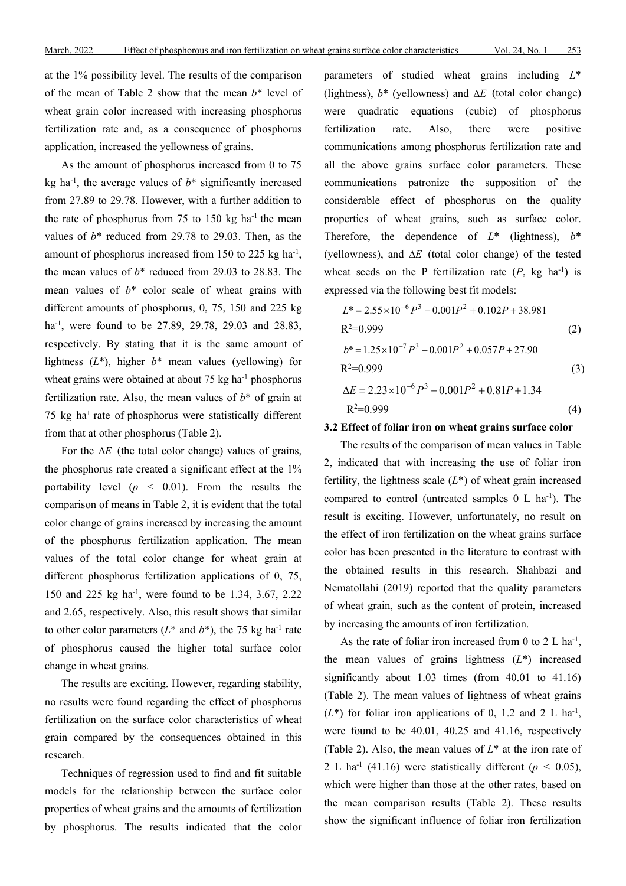at the 1% possibility level. The results of the comparison of the mean of Table 2 show that the mean $b^*$ level of wheat grain color increased with increasing phosphorus fertilization rate and, as a consequence of phosphorus application, increased the yellowness of grains.

As the amount of phosphorus increased from 0 to 75 kg ha$^{-1}$, the average values of $b^*$ significantly increased from 27.89 to 29.78. However, with a further addition to the rate of phosphorus from 75 to 150 kg ha$^{-1}$ the mean values of $b^*$ reduced from 29.78 to 29.03. Then, as the amount of phosphorus increased from 150 to 225 kg ha$^{-1}$, the mean values of $b^*$ reduced from 29.03 to 28.83. The mean values of $b^*$ color scale of wheat grains with different amounts of phosphorus, 0, 75, 150 and 225 kg ha$^{-1}$, were found to be 27.89, 29.78, 29.03 and 28.83, respectively. By stating that it is the same amount of lightness ($L^*$), higher $b^*$ mean values (yellowing) for wheat grains were obtained at about 75 kg ha$^{-1}$ phosphorus fertilization rate. Also, the mean values of $b^*$ of grain at 75 kg ha$^{1}$ rate of phosphorus were statistically different from that at other phosphorus (Table 2).

For the $\Delta E$ (the total color change) values of grains, the phosphorus rate created a significant effect at the 1% portability level ($p < 0.01$). From the results the comparison of means in Table 2, it is evident that the total color change of grains increased by increasing the amount of the phosphorus fertilization application. The mean values of the total color change for wheat grain at different phosphorus fertilization applications of 0, 75, 150 and 225 kg ha$^{-1}$, were found to be 1.34, 3.67, 2.22 and 2.65, respectively. Also, this result shows that similar to other color parameters ($L^*$ and $b^*$), the 75 kg ha$^{-1}$ rate of phosphorus caused the higher total surface color change in wheat grains.

The results are exciting. However, regarding stability, no results were found regarding the effect of phosphorus fertilization on the surface color characteristics of wheat grain compared by the consequences obtained in this research.

Techniques of regression used to find and fit suitable models for the relationship between the surface color properties of wheat grains and the amounts of fertilization by phosphorus. The results indicated that the color parameters of studied wheat grains including $L^*$ (lightness), $b^*$ (yellowness) and $\Delta E$ (total color change) were quadratic equations (cubic) of phosphorus fertilization rate. Also, there were positive communications among phosphorus fertilization rate and all the above grains surface color parameters. These communications patronize the supposition of the considerable effect of phosphorus on the quality properties of wheat grains, such as surface color. Therefore, the dependence of $L^*$ (lightness), $b^*$ (yellowness), and $\Delta E$ (total color change) of the tested wheat seeds on the P fertilization rate ($P$, kg ha$^{-1}$) is expressed via the following best fit models:

$$L^* = 2.55\times10^{-6}P^3 - 0.001P^2 + 0.102P + 38.981$$

$R^2$=0.999 (2)

$$b^* = 1.25\times10^{-7}P^3 - 0.001P^2 + 0.057P + 27.90$$

$R^2$=0.999 (3)

$$\Delta E = 2.23\times10^{-6}P^3 - 0.001P^2 + 0.81P + 1.34$$

$R^2$=0.999 (4)

### 3.2 Effect of foliar iron on wheat grains surface color

The results of the comparison of mean values in Table 2, indicated that with increasing the use of foliar iron fertility, the lightness scale ($L^*$) of wheat grain increased compared to control (untreated samples 0 L ha$^{-1}$). The result is exciting. However, unfortunately, no result on the effect of iron fertilization on the wheat grains surface color has been presented in the literature to contrast with the obtained results in this research. Shahbazi and Nematollahi (2019) reported that the quality parameters of wheat grain, such as the content of protein, increased by increasing the amounts of iron fertilization.

As the rate of foliar iron increased from 0 to 2 L ha$^{-1}$, the mean values of grains lightness ($L^*$) increased significantly about 1.03 times (from 40.01 to 41.16) (Table 2). The mean values of lightness of wheat grains ($L^*$) for foliar iron applications of 0, 1.2 and 2 L ha$^{-1}$, were found to be 40.01, 40.25 and 41.16, respectively (Table 2). Also, the mean values of $L^*$ at the iron rate of 2 L ha$^{-1}$ (41.16) were statistically different ($p < 0.05$), which were higher than those at the other rates, based on the mean comparison results (Table 2). These results show the significant influence of foliar iron fertilization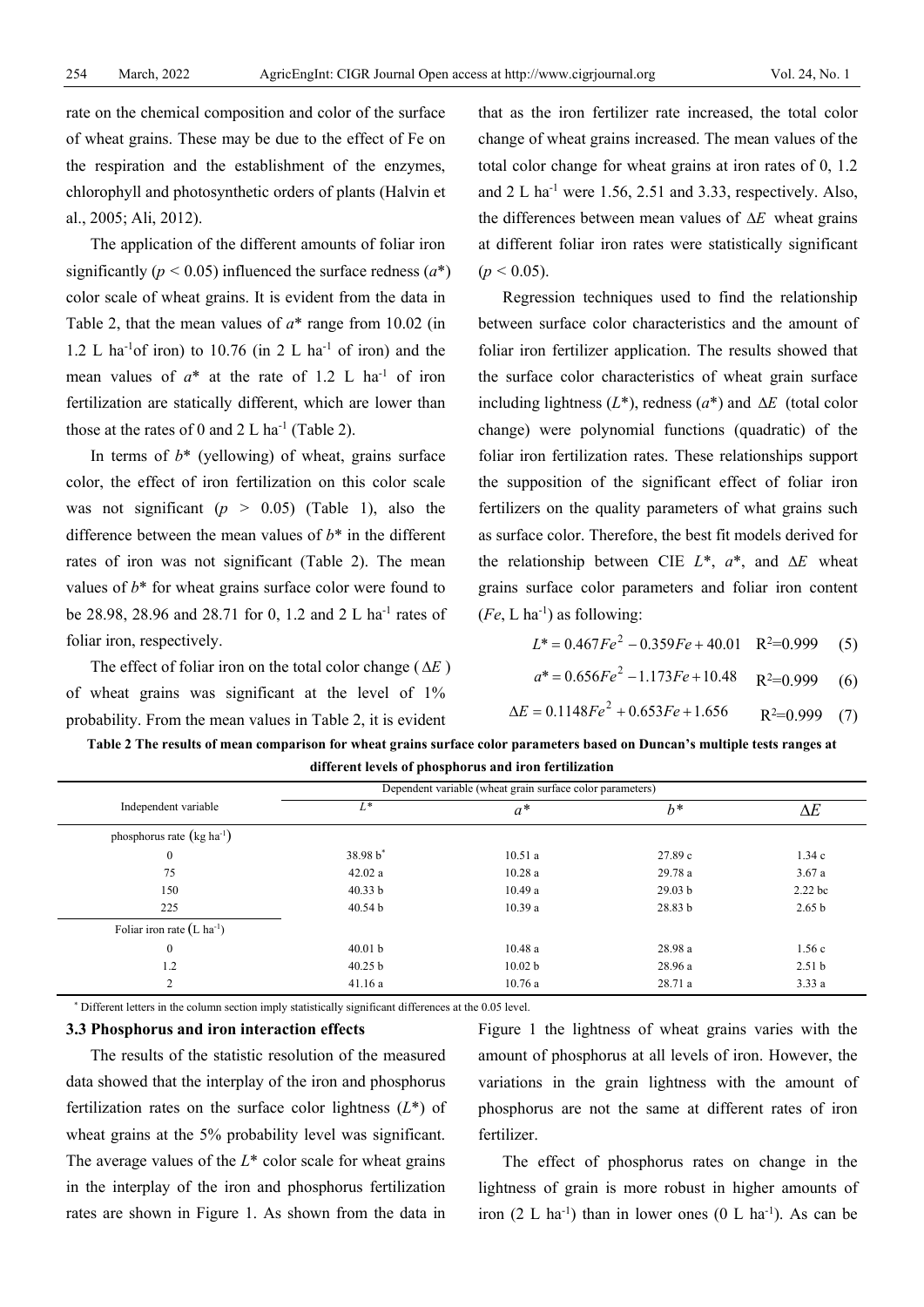rate on the chemical composition and color of the surface of wheat grains. These may be due to the effect of Fe on the respiration and the establishment of the enzymes, chlorophyll and photosynthetic orders of plants (Halvin et al., 2005; Ali, 2012).

The application of the different amounts of foliar iron significantly ($p < 0.05$) influenced the surface redness ($a$*) color scale of wheat grains. It is evident from the data in Table 2, that the mean values of $a$* range from 10.02 (in 1.2 L ha$^{-1}$of iron) to 10.76 (in 2 L ha$^{-1}$ of iron) and the mean values of $a$* at the rate of 1.2 L ha$^{-1}$ of iron fertilization are statically different, which are lower than those at the rates of 0 and 2 L ha$^{-1}$ (Table 2).

In terms of $b$* (yellowing) of wheat, grains surface color, the effect of iron fertilization on this color scale was not significant ($p > 0.05$) (Table 1), also the difference between the mean values of $b$* in the different rates of iron was not significant (Table 2). The mean values of $b$* for wheat grains surface color were found to be 28.98, 28.96 and 28.71 for 0, 1.2 and 2 L ha$^{-1}$ rates of foliar iron, respectively.

The effect of foliar iron on the total color change ($\Delta E$) of wheat grains was significant at the level of 1% probability. From the mean values in Table 2, it is evident that as the iron fertilizer rate increased, the total color change of wheat grains increased. The mean values of the total color change for wheat grains at iron rates of 0, 1.2 and 2 L ha$^{-1}$ were 1.56, 2.51 and 3.33, respectively. Also, the differences between mean values of $\Delta E$ wheat grains at different foliar iron rates were statistically significant ($p < 0.05$).

Regression techniques used to find the relationship between surface color characteristics and the amount of foliar iron fertilizer application. The results showed that the surface color characteristics of wheat grain surface including lightness ($L$*), redness ($a$*) and $\Delta E$ (total color change) were polynomial functions (quadratic) of the foliar iron fertilization rates. These relationships support the supposition of the significant effect of foliar iron fertilizers on the quality parameters of what grains such as surface color. Therefore, the best fit models derived for the relationship between CIE $L$*, $a$*, and $\Delta E$ wheat grains surface color parameters and foliar iron content ($Fe$, L ha$^{-1}$) as following:

$$L^* = 0.467Fe^2 - 0.359Fe + 40.01 \quad R^2=0.999 \quad (5)$$

$$a^* = 0.656Fe^2 - 1.173Fe + 10.48 \quad R^2=0.999 \quad (6)$$

$$\Delta E = 0.1148Fe^2 + 0.653Fe + 1.656 \quad R^2=0.999 \quad (7)$$

**Table 2 The results of mean comparison for wheat grains surface color parameters based on Duncan's multiple tests ranges at different levels of phosphorus and iron fertilization**

| Independent variable | Dependent variable (wheat grain surface color parameters) | | | |
|---|---|---|---|---|
| | $L$* | $a$* | $b$* | $\Delta E$ |
| phosphorus rate (kg ha$^{-1}$) | | | | |
| 0 | 38.98 b[*] | 10.51 a | 27.89 c | 1.34 c |
| 75 | 42.02 a | 10.28 a | 29.78 a | 3.67 a |
| 150 | 40.33 b | 10.49 a | 29.03 b | 2.22 bc |
| 225 | 40.54 b | 10.39 a | 28.83 b | 2.65 b |
| Foliar iron rate (L ha$^{-1}$) | | | | |
| 0 | 40.01 b | 10.48 a | 28.98 a | 1.56 c |
| 1.2 | 40.25 b | 10.02 b | 28.96 a | 2.51 b |
| 2 | 41.16 a | 10.76 a | 28.71 a | 3.33 a |

[*] Different letters in the column section imply statistically significant differences at the 0.05 level.

### 3.3 Phosphorus and iron interaction effects

The results of the statistic resolution of the measured data showed that the interplay of the iron and phosphorus fertilization rates on the surface color lightness ($L$*) of wheat grains at the 5% probability level was significant. The average values of the $L$* color scale for wheat grains in the interplay of the iron and phosphorus fertilization rates are shown in Figure 1. As shown from the data in Figure 1 the lightness of wheat grains varies with the amount of phosphorus at all levels of iron. However, the variations in the grain lightness with the amount of phosphorus are not the same at different rates of iron fertilizer.

The effect of phosphorus rates on change in the lightness of grain is more robust in higher amounts of iron (2 L ha$^{-1}$) than in lower ones (0 L ha$^{-1}$). As can be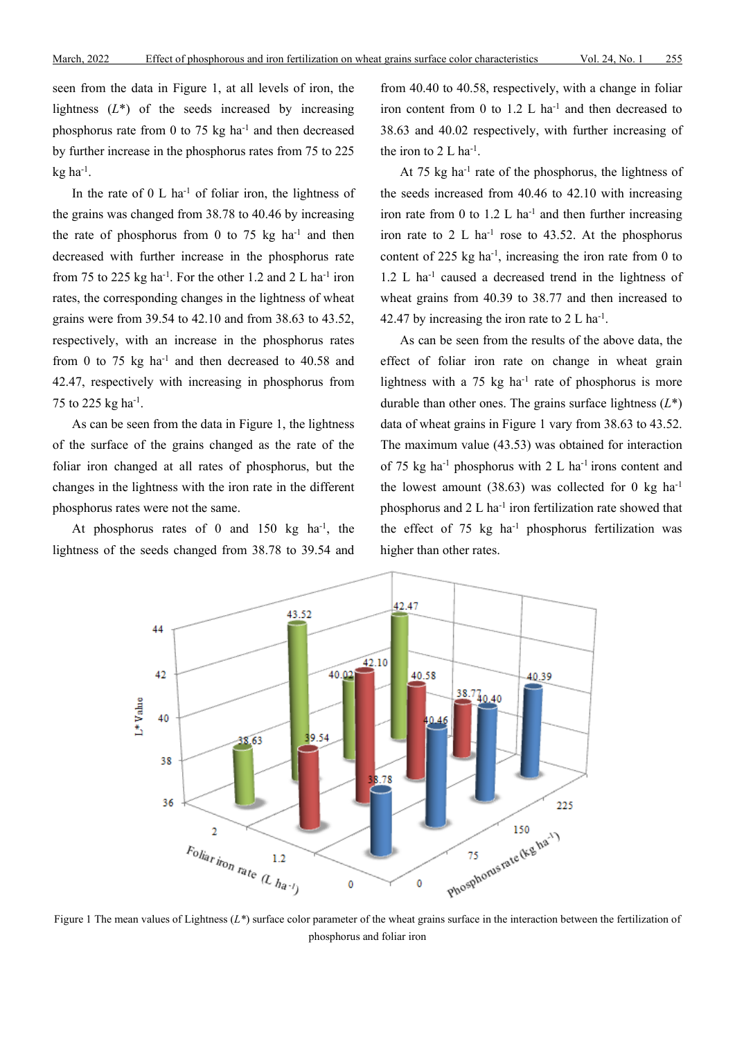seen from the data in Figure 1, at all levels of iron, the lightness ($L^*$) of the seeds increased by increasing phosphorus rate from 0 to 75 kg ha$^{-1}$ and then decreased by further increase in the phosphorus rates from 75 to 225 kg ha$^{-1}$.

In the rate of 0 L ha$^{-1}$ of foliar iron, the lightness of the grains was changed from 38.78 to 40.46 by increasing the rate of phosphorus from 0 to 75 kg ha$^{-1}$ and then decreased with further increase in the phosphorus rate from 75 to 225 kg ha$^{-1}$. For the other 1.2 and 2 L ha$^{-1}$ iron rates, the corresponding changes in the lightness of wheat grains were from 39.54 to 42.10 and from 38.63 to 43.52, respectively, with an increase in the phosphorus rates from 0 to 75 kg ha$^{-1}$ and then decreased to 40.58 and 42.47, respectively with increasing in phosphorus from 75 to 225 kg ha$^{-1}$.

As can be seen from the data in Figure 1, the lightness of the surface of the grains changed as the rate of the foliar iron changed at all rates of phosphorus, but the changes in the lightness with the iron rate in the different phosphorus rates were not the same.

At phosphorus rates of 0 and 150 kg ha$^{-1}$, the lightness of the seeds changed from 38.78 to 39.54 and from 40.40 to 40.58, respectively, with a change in foliar iron content from 0 to 1.2 L ha$^{-1}$ and then decreased to 38.63 and 40.02 respectively, with further increasing of the iron to 2 L ha$^{-1}$.

At 75 kg ha$^{-1}$ rate of the phosphorus, the lightness of the seeds increased from 40.46 to 42.10 with increasing iron rate from 0 to 1.2 L ha$^{-1}$ and then further increasing iron rate to 2 L ha$^{-1}$ rose to 43.52. At the phosphorus content of 225 kg ha$^{-1}$, increasing the iron rate from 0 to 1.2 L ha$^{-1}$ caused a decreased trend in the lightness of wheat grains from 40.39 to 38.77 and then increased to 42.47 by increasing the iron rate to 2 L ha$^{-1}$.

As can be seen from the results of the above data, the effect of foliar iron rate on change in wheat grain lightness with a 75 kg ha$^{-1}$ rate of phosphorus is more durable than other ones. The grains surface lightness ($L^*$) data of wheat grains in Figure 1 vary from 38.63 to 43.52. The maximum value (43.53) was obtained for interaction of 75 kg ha$^{-1}$ phosphorus with 2 L ha$^{-1}$ irons content and the lowest amount (38.63) was collected for 0 kg ha$^{-1}$ phosphorus and 2 L ha$^{-1}$ iron fertilization rate showed that the effect of 75 kg ha$^{-1}$ phosphorus fertilization was higher than other rates.

Figure 1 The mean values of Lightness ($L^*$) surface color parameter of the wheat grains surface in the interaction between the fertilization of phosphorus and foliar iron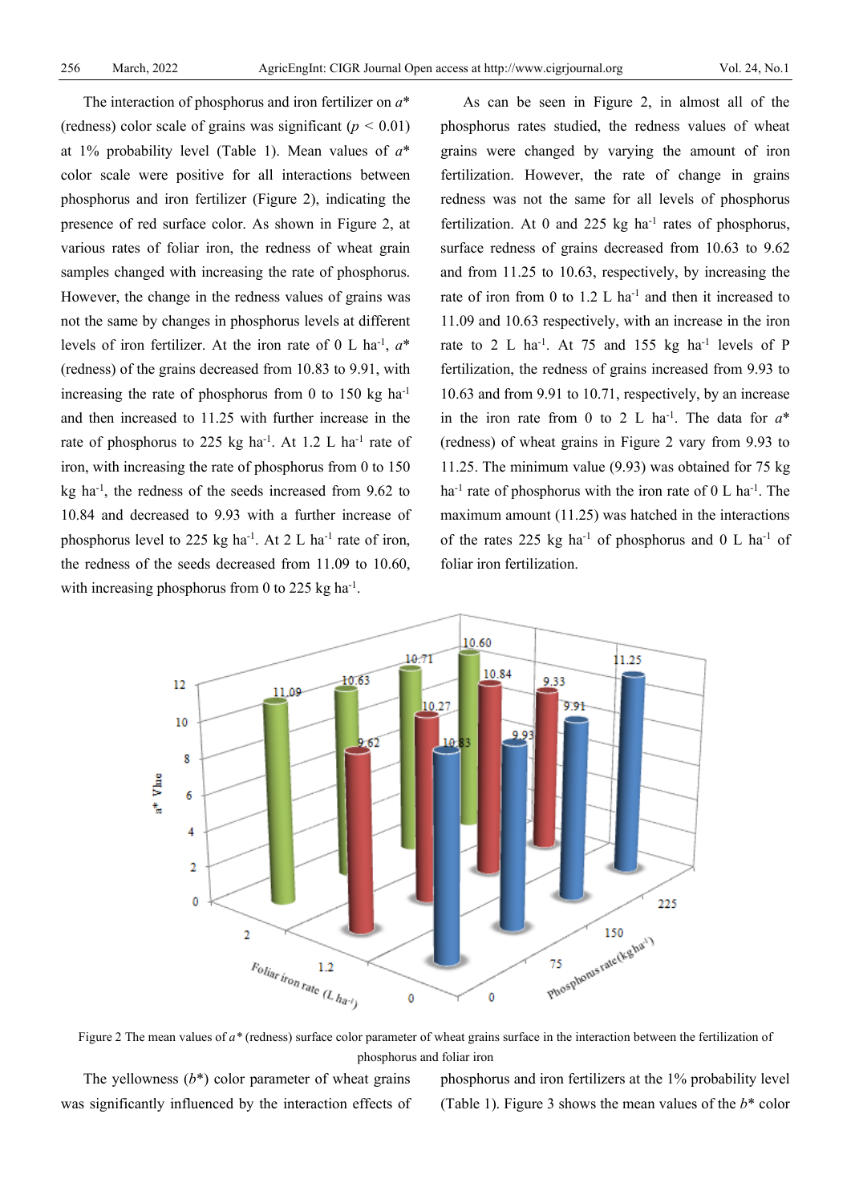The interaction of phosphorus and iron fertilizer on *a*\* (redness) color scale of grains was significant ($p < 0.01$) at 1% probability level (Table 1). Mean values of *a*\* color scale were positive for all interactions between phosphorus and iron fertilizer (Figure 2), indicating the presence of red surface color. As shown in Figure 2, at various rates of foliar iron, the redness of wheat grain samples changed with increasing the rate of phosphorus. However, the change in the redness values of grains was not the same by changes in phosphorus levels at different levels of iron fertilizer. At the iron rate of 0 L ha$^{-1}$, *a*\* (redness) of the grains decreased from 10.83 to 9.91, with increasing the rate of phosphorus from 0 to 150 kg ha$^{-1}$ and then increased to 11.25 with further increase in the rate of phosphorus to 225 kg ha$^{-1}$. At 1.2 L ha$^{-1}$ rate of iron, with increasing the rate of phosphorus from 0 to 150 kg ha$^{-1}$, the redness of the seeds increased from 9.62 to 10.84 and decreased to 9.93 with a further increase of phosphorus level to 225 kg ha$^{-1}$. At 2 L ha$^{-1}$ rate of iron, the redness of the seeds decreased from 11.09 to 10.60, with increasing phosphorus from 0 to 225 kg ha$^{-1}$.

As can be seen in Figure 2, in almost all of the phosphorus rates studied, the redness values of wheat grains were changed by varying the amount of iron fertilization. However, the rate of change in grains redness was not the same for all levels of phosphorus fertilization. At 0 and 225 kg ha$^{-1}$ rates of phosphorus, surface redness of grains decreased from 10.63 to 9.62 and from 11.25 to 10.63, respectively, by increasing the rate of iron from 0 to 1.2 L ha$^{-1}$ and then it increased to 11.09 and 10.63 respectively, with an increase in the iron rate to 2 L ha$^{-1}$. At 75 and 155 kg ha$^{-1}$ levels of P fertilization, the redness of grains increased from 9.93 to 10.63 and from 9.91 to 10.71, respectively, by an increase in the iron rate from 0 to 2 L ha$^{-1}$. The data for *a*\* (redness) of wheat grains in Figure 2 vary from 9.93 to 11.25. The minimum value (9.93) was obtained for 75 kg ha$^{-1}$ rate of phosphorus with the iron rate of 0 L ha$^{-1}$. The maximum amount (11.25) was hatched in the interactions of the rates 225 kg ha$^{-1}$ of phosphorus and 0 L ha$^{-1}$ of foliar iron fertilization.

Figure 2 The mean values of *a*\* (redness) surface color parameter of wheat grains surface in the interaction between the fertilization of phosphorus and foliar iron

The yellowness (*b*\*) color parameter of wheat grains was significantly influenced by the interaction effects of phosphorus and iron fertilizers at the 1% probability level (Table 1). Figure 3 shows the mean values of the *b*\* color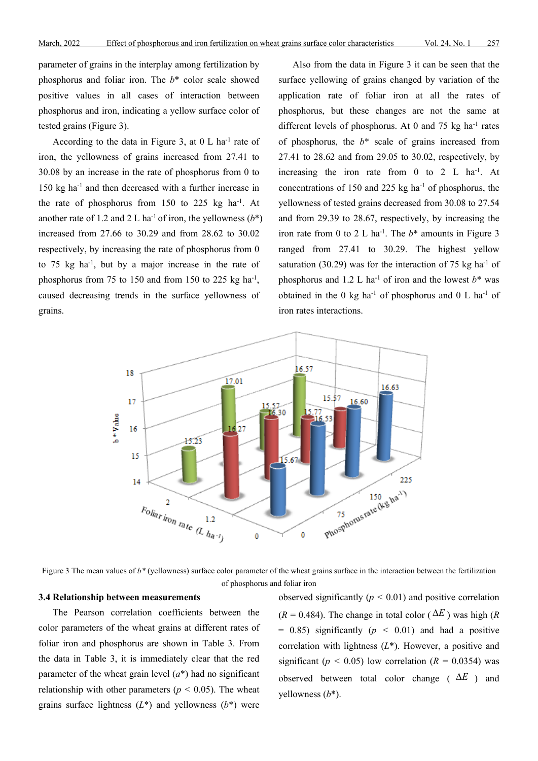parameter of grains in the interplay among fertilization by phosphorus and foliar iron. The $b$* color scale showed positive values in all cases of interaction between phosphorus and iron, indicating a yellow surface color of tested grains (Figure 3).

According to the data in Figure 3, at 0 L ha$^{-1}$ rate of iron, the yellowness of grains increased from 27.41 to 30.08 by an increase in the rate of phosphorus from 0 to 150 kg ha$^{-1}$ and then decreased with a further increase in the rate of phosphorus from 150 to 225 kg ha$^{-1}$. At another rate of 1.2 and 2 L ha$^{-1}$ of iron, the yellowness ($b$*) increased from 27.66 to 30.29 and from 28.62 to 30.02 respectively, by increasing the rate of phosphorus from 0 to 75 kg ha$^{-1}$, but by a major increase in the rate of phosphorus from 75 to 150 and from 150 to 225 kg ha$^{-1}$, caused decreasing trends in the surface yellowness of grains.

Also from the data in Figure 3 it can be seen that the surface yellowing of grains changed by variation of the application rate of foliar iron at all the rates of phosphorus, but these changes are not the same at different levels of phosphorus. At 0 and 75 kg ha$^{-1}$ rates of phosphorus, the $b$* scale of grains increased from 27.41 to 28.62 and from 29.05 to 30.02, respectively, by increasing the iron rate from 0 to 2 L ha$^{-1}$. At concentrations of 150 and 225 kg ha$^{-1}$ of phosphorus, the yellowness of tested grains decreased from 30.08 to 27.54 and from 29.39 to 28.67, respectively, by increasing the iron rate from 0 to 2 L ha$^{-1}$. The $b$* amounts in Figure 3 ranged from 27.41 to 30.29. The highest yellow saturation (30.29) was for the interaction of 75 kg ha$^{-1}$ of phosphorus and 1.2 L ha$^{-1}$ of iron and the lowest $b$* was obtained in the 0 kg ha$^{-1}$ of phosphorus and 0 L ha$^{-1}$ of iron rates interactions.

Figure 3 The mean values of $b$* (yellowness) surface color parameter of the wheat grains surface in the interaction between the fertilization of phosphorus and foliar iron

### 3.4 Relationship between measurements

The Pearson correlation coefficients between the color parameters of the wheat grains at different rates of foliar iron and phosphorus are shown in Table 3. From the data in Table 3, it is immediately clear that the red parameter of the wheat grain level ($a$*) had no significant relationship with other parameters ($p$ < 0.05). The wheat grains surface lightness ($L$*) and yellowness ($b$*) were observed significantly ($p$ < 0.01) and positive correlation ($R$ = 0.484). The change in total color ($\Delta E$) was high ($R$ = 0.85) significantly ($p$ < 0.01) and had a positive correlation with lightness ($L$*). However, a positive and significant ($p$ < 0.05) low correlation ($R$ = 0.0354) was observed between total color change ($\Delta E$) and yellowness ($b$*).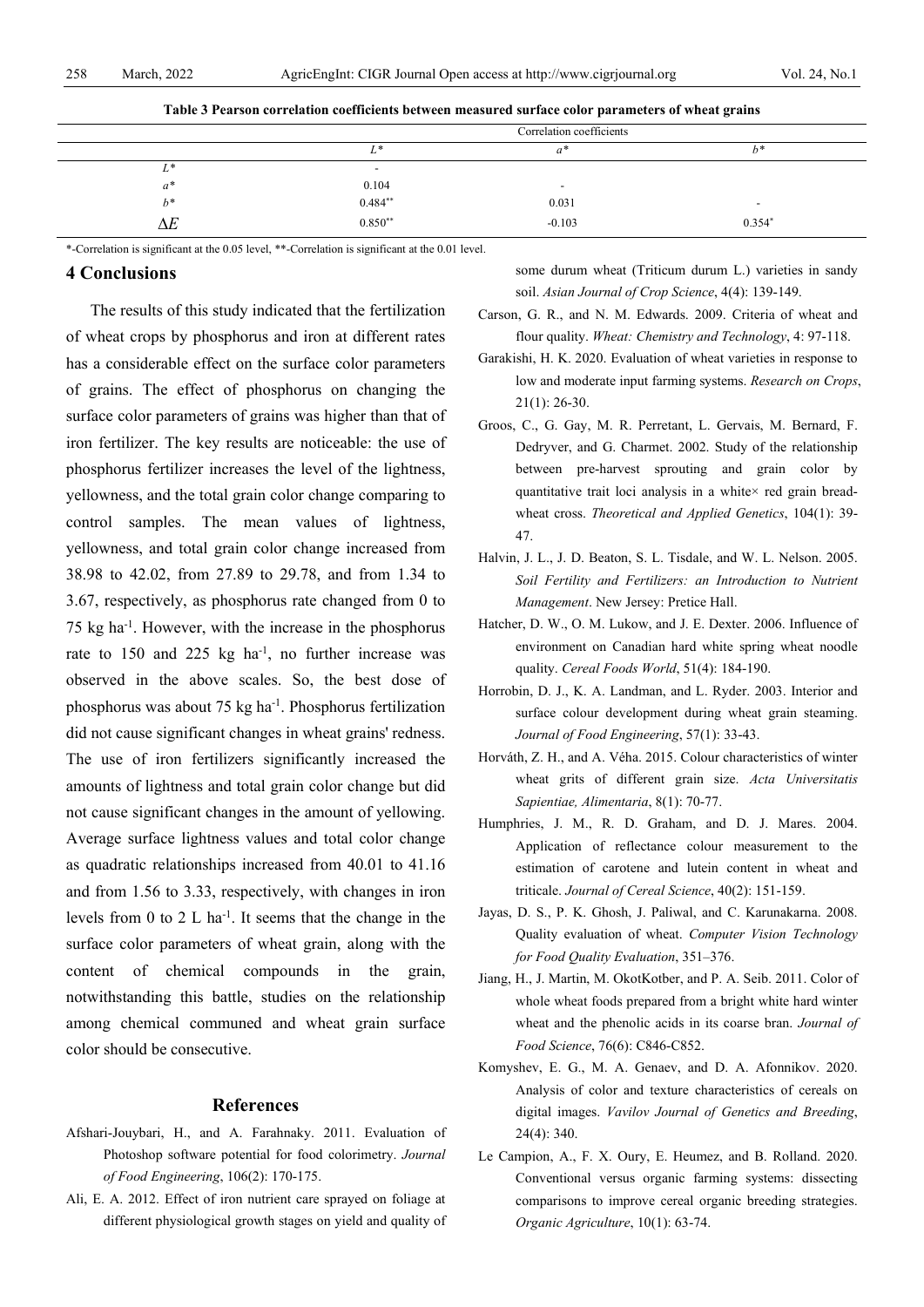**Table 3 Pearson correlation coefficients between measured surface color parameters of wheat grains**

| | Correlation coefficients | | |
|---|---|---|---|
| | $L^*$ | $a^*$ | $b^*$ |
| $L^*$ | - | | |
| $a^*$ | 0.104 | - | |
| $b^*$ | $0.484^{**}$ | 0.031 | - |
| $\Delta E$ | $0.850^{**}$ | -0.103 | $0.354^{*}$ |

*-Correlation is significant at the 0.05 level, **-Correlation is significant at the 0.01 level.

## 4 Conclusions

The results of this study indicated that the fertilization of wheat crops by phosphorus and iron at different rates has a considerable effect on the surface color parameters of grains. The effect of phosphorus on changing the surface color parameters of grains was higher than that of iron fertilizer. The key results are noticeable: the use of phosphorus fertilizer increases the level of the lightness, yellowness, and the total grain color change comparing to control samples. The mean values of lightness, yellowness, and total grain color change increased from 38.98 to 42.02, from 27.89 to 29.78, and from 1.34 to 3.67, respectively, as phosphorus rate changed from 0 to 75 kg ha$^{-1}$. However, with the increase in the phosphorus rate to 150 and 225 kg ha$^{-1}$, no further increase was observed in the above scales. So, the best dose of phosphorus was about 75 kg ha$^{-1}$. Phosphorus fertilization did not cause significant changes in wheat grains' redness. The use of iron fertilizers significantly increased the amounts of lightness and total grain color change but did not cause significant changes in the amount of yellowing. Average surface lightness values and total color change as quadratic relationships increased from 40.01 to 41.16 and from 1.56 to 3.33, respectively, with changes in iron levels from 0 to 2 L ha$^{-1}$. It seems that the change in the surface color parameters of wheat grain, along with the content of chemical compounds in the grain, notwithstanding this battle, studies on the relationship among chemical communed and wheat grain surface color should be consecutive.

## References

Afshari-Jouybari, H., and A. Farahnaky. 2011. Evaluation of Photoshop software potential for food colorimetry. *Journal of Food Engineering*, 106(2): 170-175.

Ali, E. A. 2012. Effect of iron nutrient care sprayed on foliage at different physiological growth stages on yield and quality of some durum wheat (Triticum durum L.) varieties in sandy soil. *Asian Journal of Crop Science*, 4(4): 139-149.

Carson, G. R., and N. M. Edwards. 2009. Criteria of wheat and flour quality. *Wheat: Chemistry and Technology*, 4: 97-118.

Garakishi, H. K. 2020. Evaluation of wheat varieties in response to low and moderate input farming systems. *Research on Crops*, 21(1): 26-30.

Groos, C., G. Gay, M. R. Perretant, L. Gervais, M. Bernard, F. Dedryver, and G. Charmet. 2002. Study of the relationship between pre-harvest sprouting and grain color by quantitative trait loci analysis in a white× red grain bread-wheat cross. *Theoretical and Applied Genetics*, 104(1): 39-47.

Halvin, J. L., J. D. Beaton, S. L. Tisdale, and W. L. Nelson. 2005. *Soil Fertility and Fertilizers: an Introduction to Nutrient Management*. New Jersey: Pretice Hall.

Hatcher, D. W., O. M. Lukow, and J. E. Dexter. 2006. Influence of environment on Canadian hard white spring wheat noodle quality. *Cereal Foods World*, 51(4): 184-190.

Horrobin, D. J., K. A. Landman, and L. Ryder. 2003. Interior and surface colour development during wheat grain steaming. *Journal of Food Engineering*, 57(1): 33-43.

Horváth, Z. H., and A. Véha. 2015. Colour characteristics of winter wheat grits of different grain size. *Acta Universitatis Sapientiae, Alimentaria*, 8(1): 70-77.

Humphries, J. M., R. D. Graham, and D. J. Mares. 2004. Application of reflectance colour measurement to the estimation of carotene and lutein content in wheat and triticale. *Journal of Cereal Science*, 40(2): 151-159.

Jayas, D. S., P. K. Ghosh, J. Paliwal, and C. Karunakarna. 2008. Quality evaluation of wheat. *Computer Vision Technology for Food Quality Evaluation*, 351–376.

Jiang, H., J. Martin, M. OkotKotber, and P. A. Seib. 2011. Color of whole wheat foods prepared from a bright white hard winter wheat and the phenolic acids in its coarse bran. *Journal of Food Science*, 76(6): C846-C852.

Komyshev, E. G., M. A. Genaev, and D. A. Afonnikov. 2020. Analysis of color and texture characteristics of cereals on digital images. *Vavilov Journal of Genetics and Breeding*, 24(4): 340.

Le Campion, A., F. X. Oury, E. Heumez, and B. Rolland. 2020. Conventional versus organic farming systems: dissecting comparisons to improve cereal organic breeding strategies. *Organic Agriculture*, 10(1): 63-74.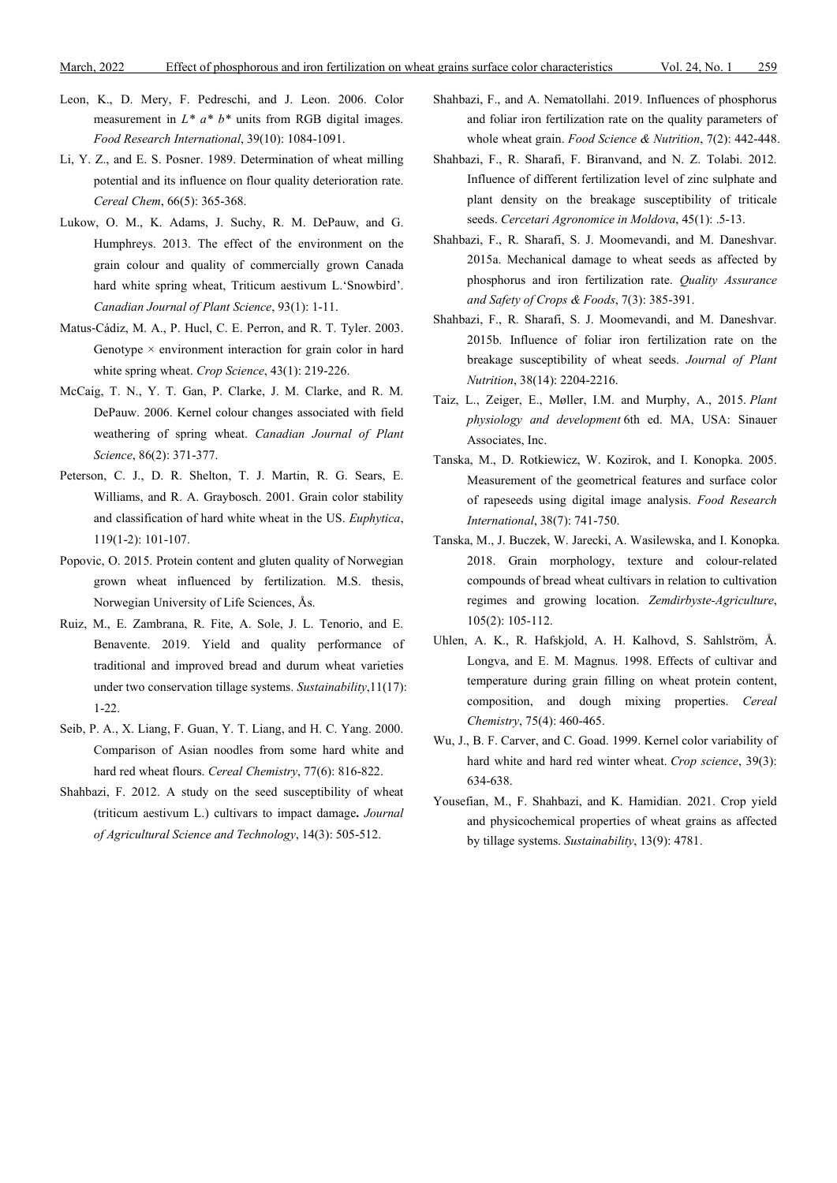Leon, K., D. Mery, F. Pedreschi, and J. Leon. 2006. Color measurement in $L^*$ $a^*$ $b^*$ units from RGB digital images. *Food Research International*, 39(10): 1084-1091.

Li, Y. Z., and E. S. Posner. 1989. Determination of wheat milling potential and its influence on flour quality deterioration rate. *Cereal Chem*, 66(5): 365-368.

Lukow, O. M., K. Adams, J. Suchy, R. M. DePauw, and G. Humphreys. 2013. The effect of the environment on the grain colour and quality of commercially grown Canada hard white spring wheat, Triticum aestivum L.'Snowbird'. *Canadian Journal of Plant Science*, 93(1): 1-11.

Matus-Cádiz, M. A., P. Hucl, C. E. Perron, and R. T. Tyler. 2003. Genotype × environment interaction for grain color in hard white spring wheat. *Crop Science*, 43(1): 219-226.

McCaig, T. N., Y. T. Gan, P. Clarke, J. M. Clarke, and R. M. DePauw. 2006. Kernel colour changes associated with field weathering of spring wheat. *Canadian Journal of Plant Science*, 86(2): 371-377.

Peterson, C. J., D. R. Shelton, T. J. Martin, R. G. Sears, E. Williams, and R. A. Graybosch. 2001. Grain color stability and classification of hard white wheat in the US. *Euphytica*, 119(1-2): 101-107.

Popovic, O. 2015. Protein content and gluten quality of Norwegian grown wheat influenced by fertilization. M.S. thesis, Norwegian University of Life Sciences, Ås.

Ruiz, M., E. Zambrana, R. Fite, A. Sole, J. L. Tenorio, and E. Benavente. 2019. Yield and quality performance of traditional and improved bread and durum wheat varieties under two conservation tillage systems. *Sustainability*,11(17): 1-22.

Seib, P. A., X. Liang, F. Guan, Y. T. Liang, and H. C. Yang. 2000. Comparison of Asian noodles from some hard white and hard red wheat flours. *Cereal Chemistry*, 77(6): 816-822.

Shahbazi, F. 2012. A study on the seed susceptibility of wheat (triticum aestivum L.) cultivars to impact damage**.** *Journal of Agricultural Science and Technology*, 14(3): 505-512.

Shahbazi, F., and A. Nematollahi. 2019. Influences of phosphorus and foliar iron fertilization rate on the quality parameters of whole wheat grain. *Food Science & Nutrition*, 7(2): 442-448.

Shahbazi, F., R. Sharafi, F. Biranvand, and N. Z. Tolabi. 2012. Influence of different fertilization level of zinc sulphate and plant density on the breakage susceptibility of triticale seeds. *Cercetari Agronomice in Moldova*, 45(1): .5-13.

Shahbazi, F., R. Sharafi, S. J. Moomevandi, and M. Daneshvar. 2015a. Mechanical damage to wheat seeds as affected by phosphorus and iron fertilization rate. *Quality Assurance and Safety of Crops & Foods*, 7(3): 385-391.

Shahbazi, F., R. Sharafi, S. J. Moomevandi, and M. Daneshvar. 2015b. Influence of foliar iron fertilization rate on the breakage susceptibility of wheat seeds. *Journal of Plant Nutrition*, 38(14): 2204-2216.

Taiz, L., Zeiger, E., Møller, I.M. and Murphy, A., 2015. *Plant physiology and development* 6th ed. MA, USA: Sinauer Associates, Inc.

Tanska, M., D. Rotkiewicz, W. Kozirok, and I. Konopka. 2005. Measurement of the geometrical features and surface color of rapeseeds using digital image analysis. *Food Research International*, 38(7): 741-750.

Tanska, M., J. Buczek, W. Jarecki, A. Wasilewska, and I. Konopka. 2018. Grain morphology, texture and colour-related compounds of bread wheat cultivars in relation to cultivation regimes and growing location. *Zemdirbyste-Agriculture*, 105(2): 105-112.

Uhlen, A. K., R. Hafskjold, A. H. Kalhovd, S. Sahlström, Å. Longva, and E. M. Magnus. 1998. Effects of cultivar and temperature during grain filling on wheat protein content, composition, and dough mixing properties. *Cereal Chemistry*, 75(4): 460-465.

Wu, J., B. F. Carver, and C. Goad. 1999. Kernel color variability of hard white and hard red winter wheat. *Crop science*, 39(3): 634-638.

Yousefian, M., F. Shahbazi, and K. Hamidian. 2021. Crop yield and physicochemical properties of wheat grains as affected by tillage systems. *Sustainability*, 13(9): 4781.